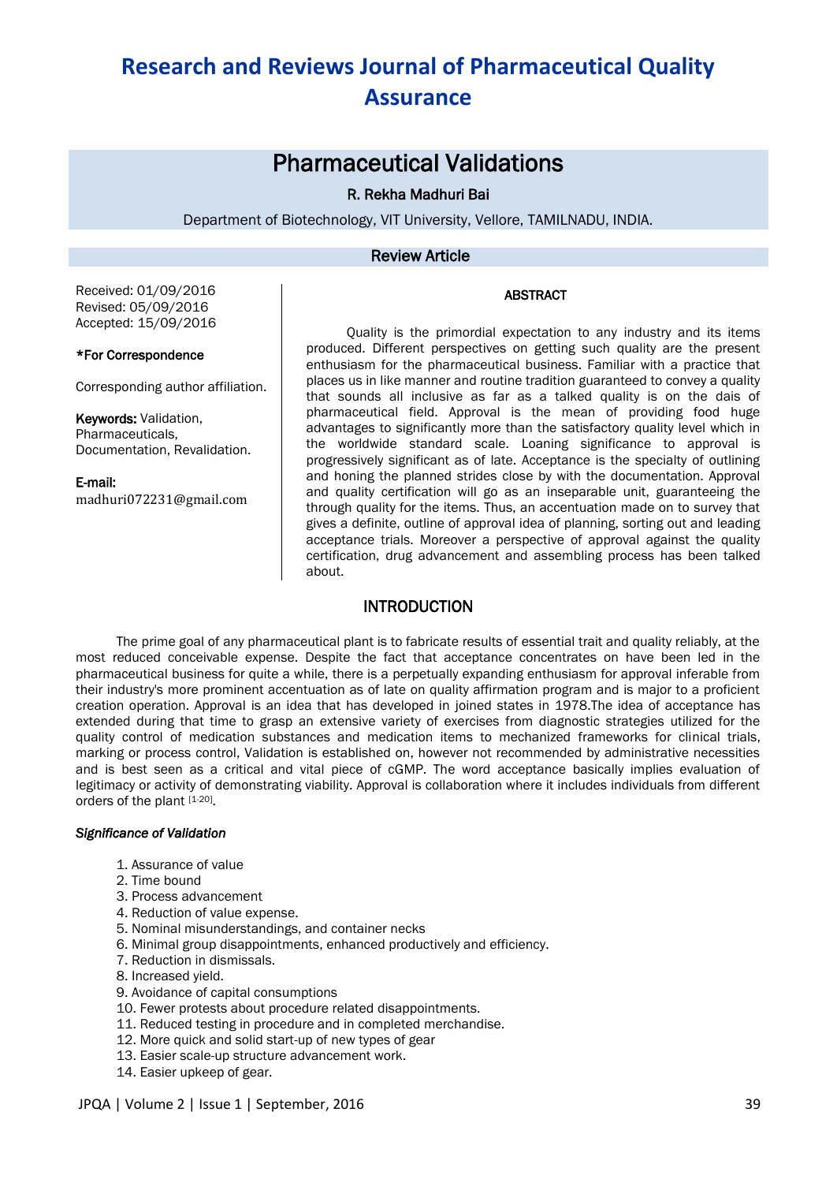# Research and Reviews Journal of Pharmaceutical Quality Assurance

## Pharmaceutical Validations

R. Rekha Madhuri Bai

Department of Biotechnology, VIT University, Vellore, TAMILNADU, INDIA.

**Review Article**

Received: 01/09/2016
Revised: 05/09/2016
Accepted: 15/09/2016

**\*For Correspondence**

Corresponding author affiliation.

**Keywords:** Validation, Pharmaceuticals, Documentation, Revalidation.

**E-mail:** madhuri072231@gmail.com

### ABSTRACT

Quality is the primordial expectation to any industry and its items produced. Different perspectives on getting such quality are the present enthusiasm for the pharmaceutical business. Familiar with a practice that places us in like manner and routine tradition guaranteed to convey a quality that sounds all inclusive as far as a talked quality is on the dais of pharmaceutical field. Approval is the mean of providing food huge advantages to significantly more than the satisfactory quality level which in the worldwide standard scale. Loaning significance to approval is progressively significant as of late. Acceptance is the specialty of outlining and honing the planned strides close by with the documentation. Approval and quality certification will go as an inseparable unit, guaranteeing the through quality for the items. Thus, an accentuation made on to survey that gives a definite, outline of approval idea of planning, sorting out and leading acceptance trials. Moreover a perspective of approval against the quality certification, drug advancement and assembling process has been talked about.

## INTRODUCTION

The prime goal of any pharmaceutical plant is to fabricate results of essential trait and quality reliably, at the most reduced conceivable expense. Despite the fact that acceptance concentrates on have been led in the pharmaceutical business for quite a while, there is a perpetually expanding enthusiasm for approval inferable from their industry's more prominent accentuation as of late on quality affirmation program and is major to a proficient creation operation. Approval is an idea that has developed in joined states in 1978.The idea of acceptance has extended during that time to grasp an extensive variety of exercises from diagnostic strategies utilized for the quality control of medication substances and medication items to mechanized frameworks for clinical trials, marking or process control, Validation is established on, however not recommended by administrative necessities and is best seen as a critical and vital piece of cGMP. The word acceptance basically implies evaluation of legitimacy or activity of demonstrating viability. Approval is collaboration where it includes individuals from different orders of the plant [1-20].

#### *Significance of Validation*

1. Assurance of value
2. Time bound
3. Process advancement
4. Reduction of value expense.
5. Nominal misunderstandings, and container necks
6. Minimal group disappointments, enhanced productively and efficiency.
7. Reduction in dismissals.
8. Increased yield.
9. Avoidance of capital consumptions
10. Fewer protests about procedure related disappointments.
11. Reduced testing in procedure and in completed merchandise.
12. More quick and solid start-up of new types of gear
13. Easier scale-up structure advancement work.
14. Easier upkeep of gear.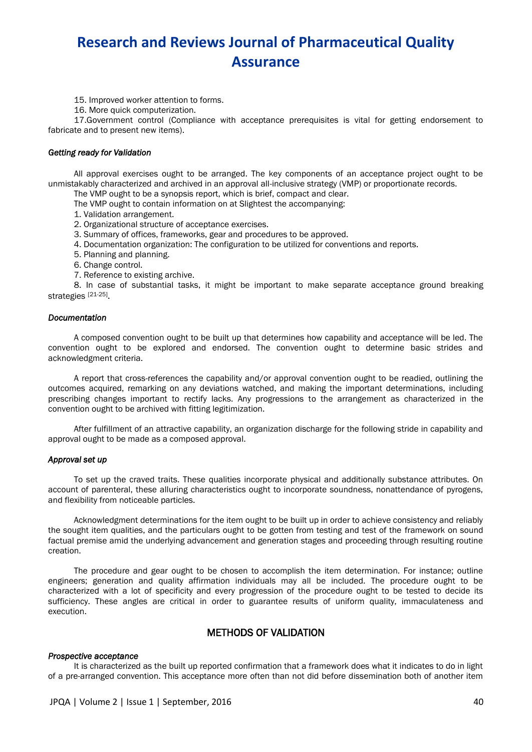15. Improved worker attention to forms.

16. More quick computerization.

17.Government control (Compliance with acceptance prerequisites is vital for getting endorsement to fabricate and to present new items).

### *Getting ready for Validation*

All approval exercises ought to be arranged. The key components of an acceptance project ought to be unmistakably characterized and archived in an approval all-inclusive strategy (VMP) or proportionate records.

The VMP ought to be a synopsis report, which is brief, compact and clear.

The VMP ought to contain information on at Slightest the accompanying:

1. Validation arrangement.
2. Organizational structure of acceptance exercises.
3. Summary of offices, frameworks, gear and procedures to be approved.
4. Documentation organization: The configuration to be utilized for conventions and reports.
5. Planning and planning.
6. Change control.
7. Reference to existing archive.
8. In case of substantial tasks, it might be important to make separate acceptance ground breaking strategies [21-25].

### *Documentation*

A composed convention ought to be built up that determines how capability and acceptance will be led. The convention ought to be explored and endorsed. The convention ought to determine basic strides and acknowledgment criteria.

A report that cross-references the capability and/or approval convention ought to be readied, outlining the outcomes acquired, remarking on any deviations watched, and making the important determinations, including prescribing changes important to rectify lacks. Any progressions to the arrangement as characterized in the convention ought to be archived with fitting legitimization.

After fulfillment of an attractive capability, an organization discharge for the following stride in capability and approval ought to be made as a composed approval.

### *Approval set up*

To set up the craved traits. These qualities incorporate physical and additionally substance attributes. On account of parenteral, these alluring characteristics ought to incorporate soundness, nonattendance of pyrogens, and flexibility from noticeable particles.

Acknowledgment determinations for the item ought to be built up in order to achieve consistency and reliably the sought item qualities, and the particulars ought to be gotten from testing and test of the framework on sound factual premise amid the underlying advancement and generation stages and proceeding through resulting routine creation.

The procedure and gear ought to be chosen to accomplish the item determination. For instance; outline engineers; generation and quality affirmation individuals may all be included. The procedure ought to be characterized with a lot of specificity and every progression of the procedure ought to be tested to decide its sufficiency. These angles are critical in order to guarantee results of uniform quality, immaculateness and execution.

## METHODS OF VALIDATION

### *Prospective acceptance*

It is characterized as the built up reported confirmation that a framework does what it indicates to do in light of a pre-arranged convention. This acceptance more often than not did before dissemination both of another item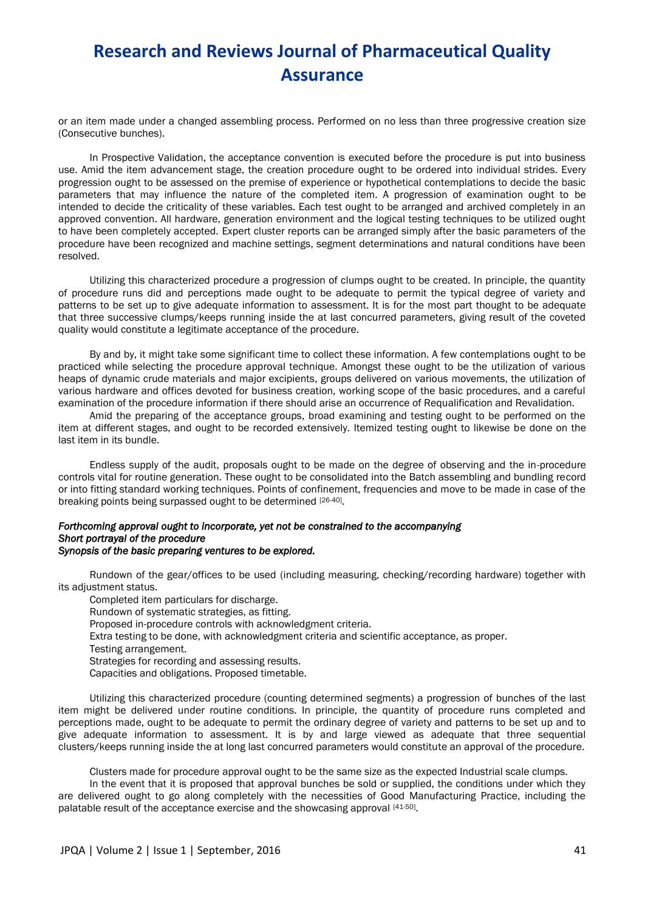or an item made under a changed assembling process. Performed on no less than three progressive creation size (Consecutive bunches).

In Prospective Validation, the acceptance convention is executed before the procedure is put into business use. Amid the item advancement stage, the creation procedure ought to be ordered into individual strides. Every progression ought to be assessed on the premise of experience or hypothetical contemplations to decide the basic parameters that may influence the nature of the completed item. A progression of examination ought to be intended to decide the criticality of these variables. Each test ought to be arranged and archived completely in an approved convention. All hardware, generation environment and the logical testing techniques to be utilized ought to have been completely accepted. Expert cluster reports can be arranged simply after the basic parameters of the procedure have been recognized and machine settings, segment determinations and natural conditions have been resolved.

Utilizing this characterized procedure a progression of clumps ought to be created. In principle, the quantity of procedure runs did and perceptions made ought to be adequate to permit the typical degree of variety and patterns to be set up to give adequate information to assessment. It is for the most part thought to be adequate that three successive clumps/keeps running inside the at last concurred parameters, giving result of the coveted quality would constitute a legitimate acceptance of the procedure.

By and by, it might take some significant time to collect these information. A few contemplations ought to be practiced while selecting the procedure approval technique. Amongst these ought to be the utilization of various heaps of dynamic crude materials and major excipients, groups delivered on various movements, the utilization of various hardware and offices devoted for business creation, working scope of the basic procedures, and a careful examination of the procedure information if there should arise an occurrence of Requalification and Revalidation.

Amid the preparing of the acceptance groups, broad examining and testing ought to be performed on the item at different stages, and ought to be recorded extensively. Itemized testing ought to likewise be done on the last item in its bundle.

Endless supply of the audit, proposals ought to be made on the degree of observing and the in-procedure controls vital for routine generation. These ought to be consolidated into the Batch assembling and bundling record or into fitting standard working techniques. Points of confinement, frequencies and move to be made in case of the breaking points being surpassed ought to be determined [26-40].

*Forthcoming approval ought to incorporate, yet not be constrained to the accompanying*
*Short portrayal of the procedure*
*Synopsis of the basic preparing ventures to be explored.*

Rundown of the gear/offices to be used (including measuring, checking/recording hardware) together with its adjustment status.

Completed item particulars for discharge.

Rundown of systematic strategies, as fitting.

Proposed in-procedure controls with acknowledgment criteria.

Extra testing to be done, with acknowledgment criteria and scientific acceptance, as proper.

Testing arrangement.

Strategies for recording and assessing results.

Capacities and obligations. Proposed timetable.

Utilizing this characterized procedure (counting determined segments) a progression of bunches of the last item might be delivered under routine conditions. In principle, the quantity of procedure runs completed and perceptions made, ought to be adequate to permit the ordinary degree of variety and patterns to be set up and to give adequate information to assessment. It is by and large viewed as adequate that three sequential clusters/keeps running inside the at long last concurred parameters would constitute an approval of the procedure.

Clusters made for procedure approval ought to be the same size as the expected Industrial scale clumps.

In the event that it is proposed that approval bunches be sold or supplied, the conditions under which they are delivered ought to go along completely with the necessities of Good Manufacturing Practice, including the palatable result of the acceptance exercise and the showcasing approval [41-50].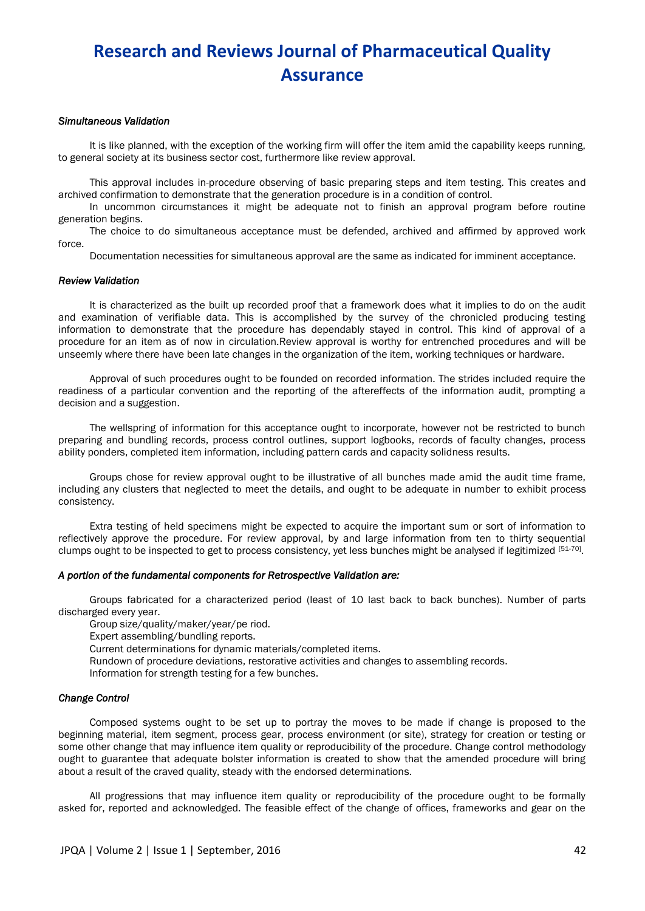*Simultaneous Validation*

It is like planned, with the exception of the working firm will offer the item amid the capability keeps running, to general society at its business sector cost, furthermore like review approval.

This approval includes in-procedure observing of basic preparing steps and item testing. This creates and archived confirmation to demonstrate that the generation procedure is in a condition of control.

In uncommon circumstances it might be adequate not to finish an approval program before routine generation begins.

The choice to do simultaneous acceptance must be defended, archived and affirmed by approved work force.

Documentation necessities for simultaneous approval are the same as indicated for imminent acceptance.

*Review Validation*

It is characterized as the built up recorded proof that a framework does what it implies to do on the audit and examination of verifiable data. This is accomplished by the survey of the chronicled producing testing information to demonstrate that the procedure has dependably stayed in control. This kind of approval of a procedure for an item as of now in circulation.Review approval is worthy for entrenched procedures and will be unseemly where there have been late changes in the organization of the item, working techniques or hardware.

Approval of such procedures ought to be founded on recorded information. The strides included require the readiness of a particular convention and the reporting of the aftereffects of the information audit, prompting a decision and a suggestion.

The wellspring of information for this acceptance ought to incorporate, however not be restricted to bunch preparing and bundling records, process control outlines, support logbooks, records of faculty changes, process ability ponders, completed item information, including pattern cards and capacity solidness results.

Groups chose for review approval ought to be illustrative of all bunches made amid the audit time frame, including any clusters that neglected to meet the details, and ought to be adequate in number to exhibit process consistency.

Extra testing of held specimens might be expected to acquire the important sum or sort of information to reflectively approve the procedure. For review approval, by and large information from ten to thirty sequential clumps ought to be inspected to get to process consistency, yet less bunches might be analysed if legitimized [51-70].

*A portion of the fundamental components for Retrospective Validation are:*

Groups fabricated for a characterized period (least of 10 last back to back bunches). Number of parts discharged every year.

Group size/quality/maker/year/pe riod.

Expert assembling/bundling reports.

Current determinations for dynamic materials/completed items.

Rundown of procedure deviations, restorative activities and changes to assembling records.

Information for strength testing for a few bunches.

*Change Control*

Composed systems ought to be set up to portray the moves to be made if change is proposed to the beginning material, item segment, process gear, process environment (or site), strategy for creation or testing or some other change that may influence item quality or reproducibility of the procedure. Change control methodology ought to guarantee that adequate bolster information is created to show that the amended procedure will bring about a result of the craved quality, steady with the endorsed determinations.

All progressions that may influence item quality or reproducibility of the procedure ought to be formally asked for, reported and acknowledged. The feasible effect of the change of offices, frameworks and gear on the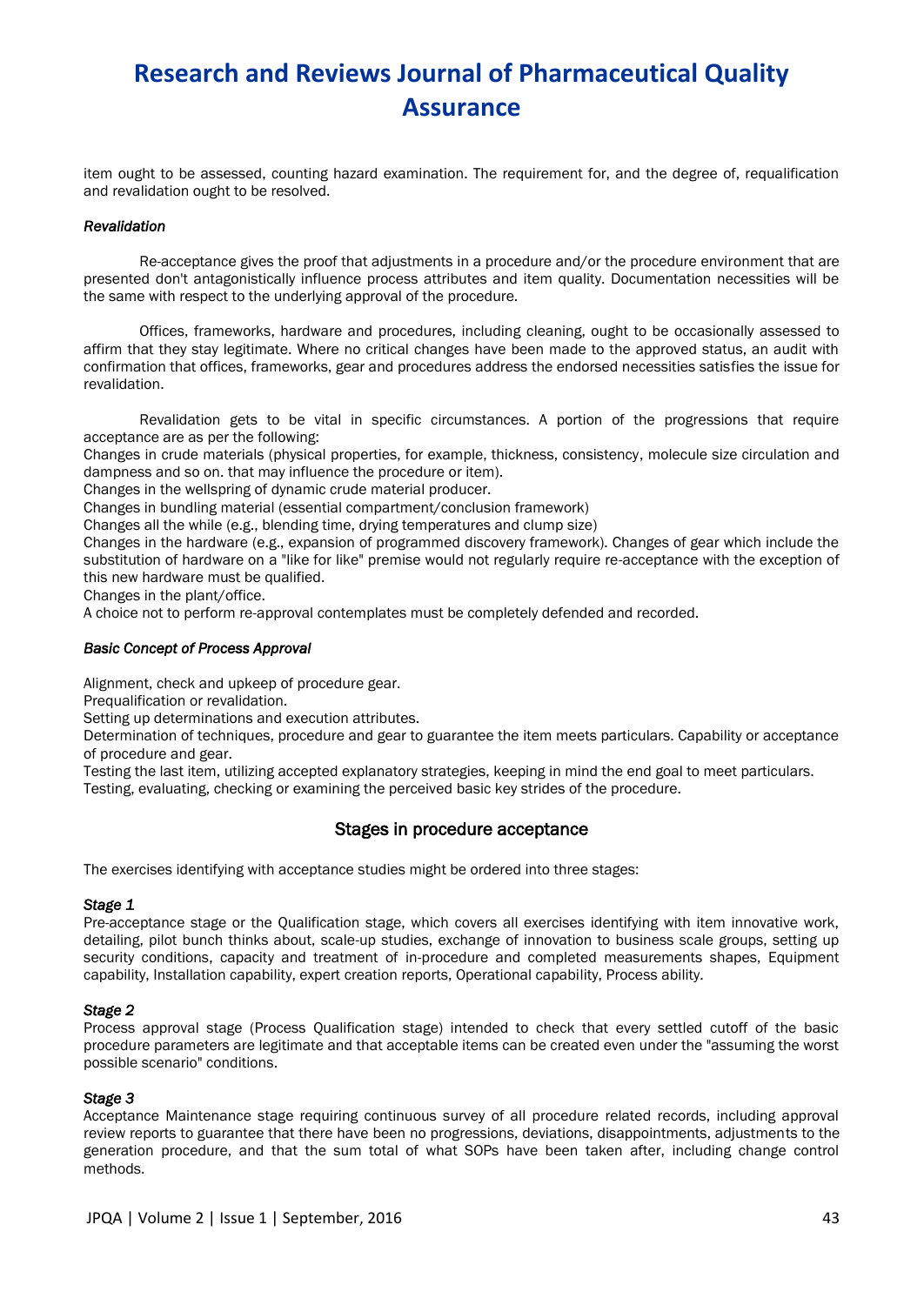item ought to be assessed, counting hazard examination. The requirement for, and the degree of, requalification and revalidation ought to be resolved.

*Revalidation*

Re-acceptance gives the proof that adjustments in a procedure and/or the procedure environment that are presented don't antagonistically influence process attributes and item quality. Documentation necessities will be the same with respect to the underlying approval of the procedure.

Offices, frameworks, hardware and procedures, including cleaning, ought to be occasionally assessed to affirm that they stay legitimate. Where no critical changes have been made to the approved status, an audit with confirmation that offices, frameworks, gear and procedures address the endorsed necessities satisfies the issue for revalidation.

Revalidation gets to be vital in specific circumstances. A portion of the progressions that require acceptance are as per the following:

Changes in crude materials (physical properties, for example, thickness, consistency, molecule size circulation and dampness and so on. that may influence the procedure or item).

Changes in the wellspring of dynamic crude material producer.

Changes in bundling material (essential compartment/conclusion framework)

Changes all the while (e.g., blending time, drying temperatures and clump size)

Changes in the hardware (e.g., expansion of programmed discovery framework). Changes of gear which include the substitution of hardware on a "like for like" premise would not regularly require re-acceptance with the exception of this new hardware must be qualified.

Changes in the plant/office.

A choice not to perform re-approval contemplates must be completely defended and recorded.

*Basic Concept of Process Approval*

Alignment, check and upkeep of procedure gear.

Prequalification or revalidation.

Setting up determinations and execution attributes.

Determination of techniques, procedure and gear to guarantee the item meets particulars. Capability or acceptance of procedure and gear.

Testing the last item, utilizing accepted explanatory strategies, keeping in mind the end goal to meet particulars.

Testing, evaluating, checking or examining the perceived basic key strides of the procedure.

## Stages in procedure acceptance

The exercises identifying with acceptance studies might be ordered into three stages:

*Stage 1*

Pre-acceptance stage or the Qualification stage, which covers all exercises identifying with item innovative work, detailing, pilot bunch thinks about, scale-up studies, exchange of innovation to business scale groups, setting up security conditions, capacity and treatment of in-procedure and completed measurements shapes, Equipment capability, Installation capability, expert creation reports, Operational capability, Process ability.

*Stage 2*

Process approval stage (Process Qualification stage) intended to check that every settled cutoff of the basic procedure parameters are legitimate and that acceptable items can be created even under the "assuming the worst possible scenario" conditions.

*Stage 3*

Acceptance Maintenance stage requiring continuous survey of all procedure related records, including approval review reports to guarantee that there have been no progressions, deviations, disappointments, adjustments to the generation procedure, and that the sum total of what SOPs have been taken after, including change control methods.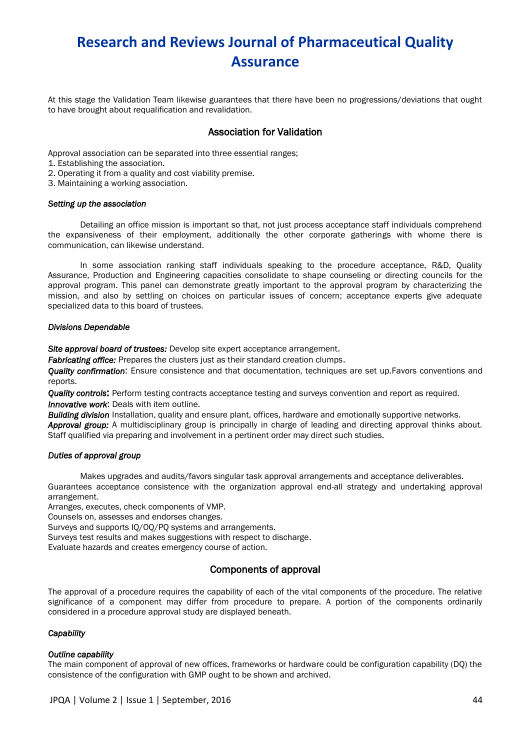At this stage the Validation Team likewise guarantees that there have been no progressions/deviations that ought to have brought about requalification and revalidation.

## Association for Validation

Approval association can be separated into three essential ranges;

1. Establishing the association.
2. Operating it from a quality and cost viability premise.
3. Maintaining a working association.

### *Setting up the association*

Detailing an office mission is important so that, not just process acceptance staff individuals comprehend the expansiveness of their employment, additionally the other corporate gatherings with whome there is communication, can likewise understand.

In some association ranking staff individuals speaking to the procedure acceptance, R&D, Quality Assurance, Production and Engineering capacities consolidate to shape counseling or directing councils for the approval program. This panel can demonstrate greatly important to the approval program by characterizing the mission, and also by settling on choices on particular issues of concern; acceptance experts give adequate specialized data to this board of trustees.

### *Divisions Dependable*

***Site approval board of trustees:*** Develop site expert acceptance arrangement.

***Fabricating office:*** Prepares the clusters just as their standard creation clumps.

***Quality confirmation***: Ensure consistence and that documentation, techniques are set up.Favors conventions and reports.

***Quality controls***: Perform testing contracts acceptance testing and surveys convention and report as required.

***Innovative work***: Deals with item outline.

***Building division*** Installation, quality and ensure plant, offices, hardware and emotionally supportive networks.

***Approval group:*** A multidisciplinary group is principally in charge of leading and directing approval thinks about. Staff qualified via preparing and involvement in a pertinent order may direct such studies.

### *Duties of approval group*

Makes upgrades and audits/favors singular task approval arrangements and acceptance deliverables.
Guarantees acceptance consistence with the organization approval end-all strategy and undertaking approval arrangement.
Arranges, executes, check components of VMP.
Counsels on, assesses and endorses changes.
Surveys and supports IQ/OQ/PQ systems and arrangements.
Surveys test results and makes suggestions with respect to discharge.
Evaluate hazards and creates emergency course of action.

## Components of approval

The approval of a procedure requires the capability of each of the vital components of the procedure. The relative significance of a component may differ from procedure to prepare. A portion of the components ordinarily considered in a procedure approval study are displayed beneath.

### *Capability*

#### *Outline capability*

The main component of approval of new offices, frameworks or hardware could be configuration capability (DQ) the consistence of the configuration with GMP ought to be shown and archived.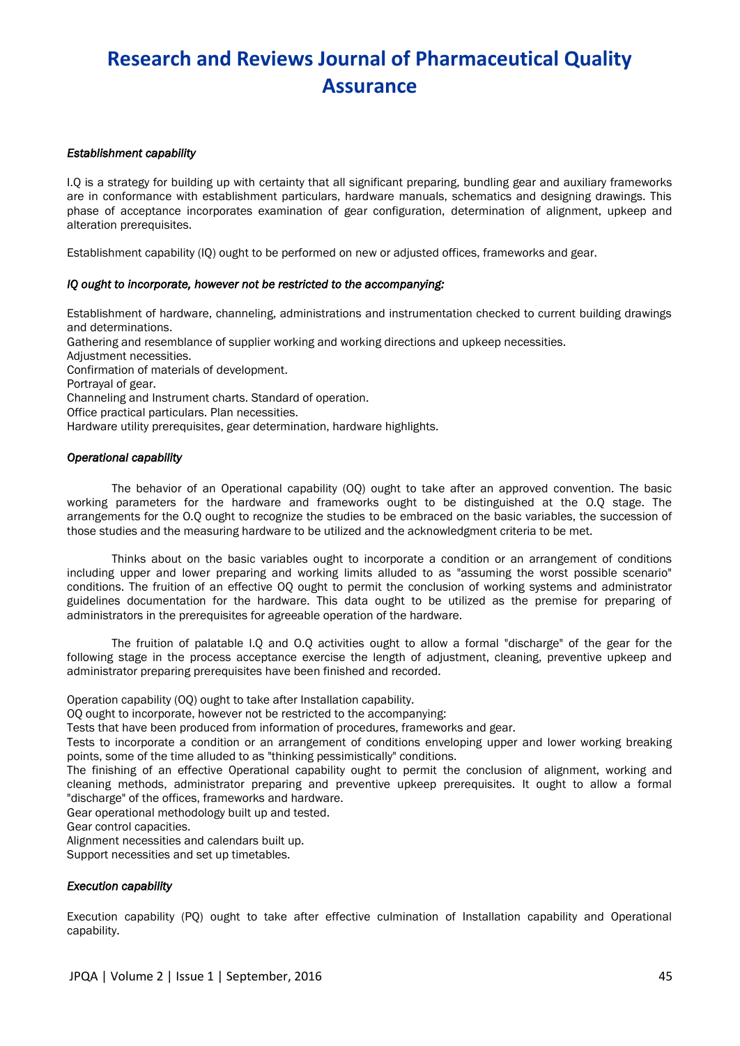*Establishment capability*

I.Q is a strategy for building up with certainty that all significant preparing, bundling gear and auxiliary frameworks are in conformance with establishment particulars, hardware manuals, schematics and designing drawings. This phase of acceptance incorporates examination of gear configuration, determination of alignment, upkeep and alteration prerequisites.

Establishment capability (IQ) ought to be performed on new or adjusted offices, frameworks and gear.

*IQ ought to incorporate, however not be restricted to the accompanying:*

Establishment of hardware, channeling, administrations and instrumentation checked to current building drawings and determinations.
Gathering and resemblance of supplier working and working directions and upkeep necessities.
Adjustment necessities.
Confirmation of materials of development.
Portrayal of gear.
Channeling and Instrument charts. Standard of operation.
Office practical particulars. Plan necessities.
Hardware utility prerequisites, gear determination, hardware highlights.

*Operational capability*

The behavior of an Operational capability (OQ) ought to take after an approved convention. The basic working parameters for the hardware and frameworks ought to be distinguished at the O.Q stage. The arrangements for the O.Q ought to recognize the studies to be embraced on the basic variables, the succession of those studies and the measuring hardware to be utilized and the acknowledgment criteria to be met.

Thinks about on the basic variables ought to incorporate a condition or an arrangement of conditions including upper and lower preparing and working limits alluded to as "assuming the worst possible scenario" conditions. The fruition of an effective OQ ought to permit the conclusion of working systems and administrator guidelines documentation for the hardware. This data ought to be utilized as the premise for preparing of administrators in the prerequisites for agreeable operation of the hardware.

The fruition of palatable I.Q and O.Q activities ought to allow a formal "discharge" of the gear for the following stage in the process acceptance exercise the length of adjustment, cleaning, preventive upkeep and administrator preparing prerequisites have been finished and recorded.

Operation capability (OQ) ought to take after Installation capability.
OQ ought to incorporate, however not be restricted to the accompanying:
Tests that have been produced from information of procedures, frameworks and gear.
Tests to incorporate a condition or an arrangement of conditions enveloping upper and lower working breaking points, some of the time alluded to as "thinking pessimistically" conditions.
The finishing of an effective Operational capability ought to permit the conclusion of alignment, working and cleaning methods, administrator preparing and preventive upkeep prerequisites. It ought to allow a formal "discharge" of the offices, frameworks and hardware.
Gear operational methodology built up and tested.
Gear control capacities.
Alignment necessities and calendars built up.
Support necessities and set up timetables.

*Execution capability*

Execution capability (PQ) ought to take after effective culmination of Installation capability and Operational capability.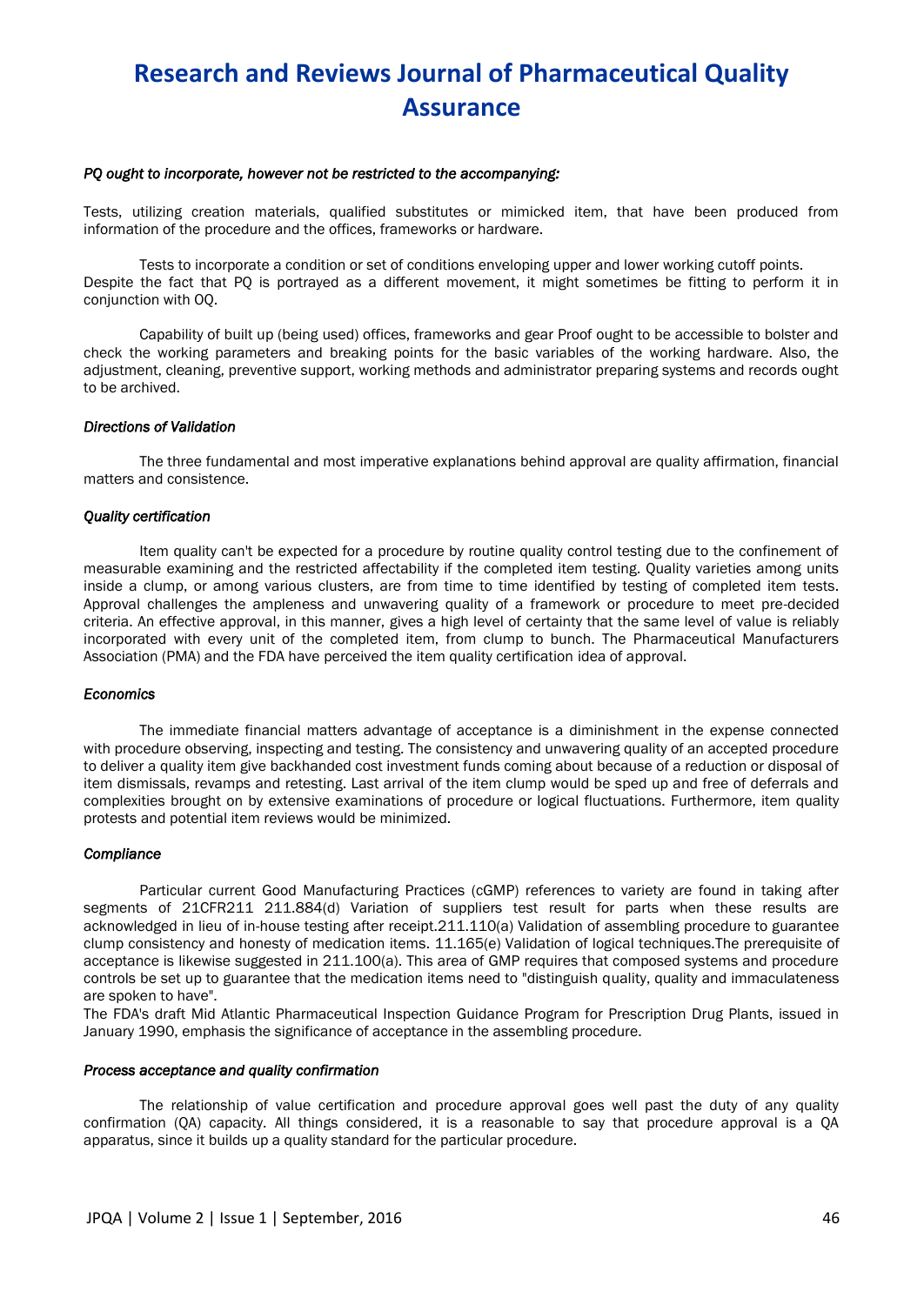*PQ ought to incorporate, however not be restricted to the accompanying:*

Tests, utilizing creation materials, qualified substitutes or mimicked item, that have been produced from information of the procedure and the offices, frameworks or hardware.

Tests to incorporate a condition or set of conditions enveloping upper and lower working cutoff points. Despite the fact that PQ is portrayed as a different movement, it might sometimes be fitting to perform it in conjunction with OQ.

Capability of built up (being used) offices, frameworks and gear Proof ought to be accessible to bolster and check the working parameters and breaking points for the basic variables of the working hardware. Also, the adjustment, cleaning, preventive support, working methods and administrator preparing systems and records ought to be archived.

*Directions of Validation*

The three fundamental and most imperative explanations behind approval are quality affirmation, financial matters and consistence.

*Quality certification*

Item quality can't be expected for a procedure by routine quality control testing due to the confinement of measurable examining and the restricted affectability if the completed item testing. Quality varieties among units inside a clump, or among various clusters, are from time to time identified by testing of completed item tests. Approval challenges the ampleness and unwavering quality of a framework or procedure to meet pre-decided criteria. An effective approval, in this manner, gives a high level of certainty that the same level of value is reliably incorporated with every unit of the completed item, from clump to bunch. The Pharmaceutical Manufacturers Association (PMA) and the FDA have perceived the item quality certification idea of approval.

*Economics*

The immediate financial matters advantage of acceptance is a diminishment in the expense connected with procedure observing, inspecting and testing. The consistency and unwavering quality of an accepted procedure to deliver a quality item give backhanded cost investment funds coming about because of a reduction or disposal of item dismissals, revamps and retesting. Last arrival of the item clump would be sped up and free of deferrals and complexities brought on by extensive examinations of procedure or logical fluctuations. Furthermore, item quality protests and potential item reviews would be minimized.

*Compliance*

Particular current Good Manufacturing Practices (cGMP) references to variety are found in taking after segments of 21CFR211 211.884(d) Variation of suppliers test result for parts when these results are acknowledged in lieu of in-house testing after receipt.211.110(a) Validation of assembling procedure to guarantee clump consistency and honesty of medication items. 11.165(e) Validation of logical techniques.The prerequisite of acceptance is likewise suggested in 211.100(a). This area of GMP requires that composed systems and procedure controls be set up to guarantee that the medication items need to "distinguish quality, quality and immaculateness are spoken to have".

The FDA's draft Mid Atlantic Pharmaceutical Inspection Guidance Program for Prescription Drug Plants, issued in January 1990, emphasis the significance of acceptance in the assembling procedure.

*Process acceptance and quality confirmation*

The relationship of value certification and procedure approval goes well past the duty of any quality confirmation (QA) capacity. All things considered, it is a reasonable to say that procedure approval is a QA apparatus, since it builds up a quality standard for the particular procedure.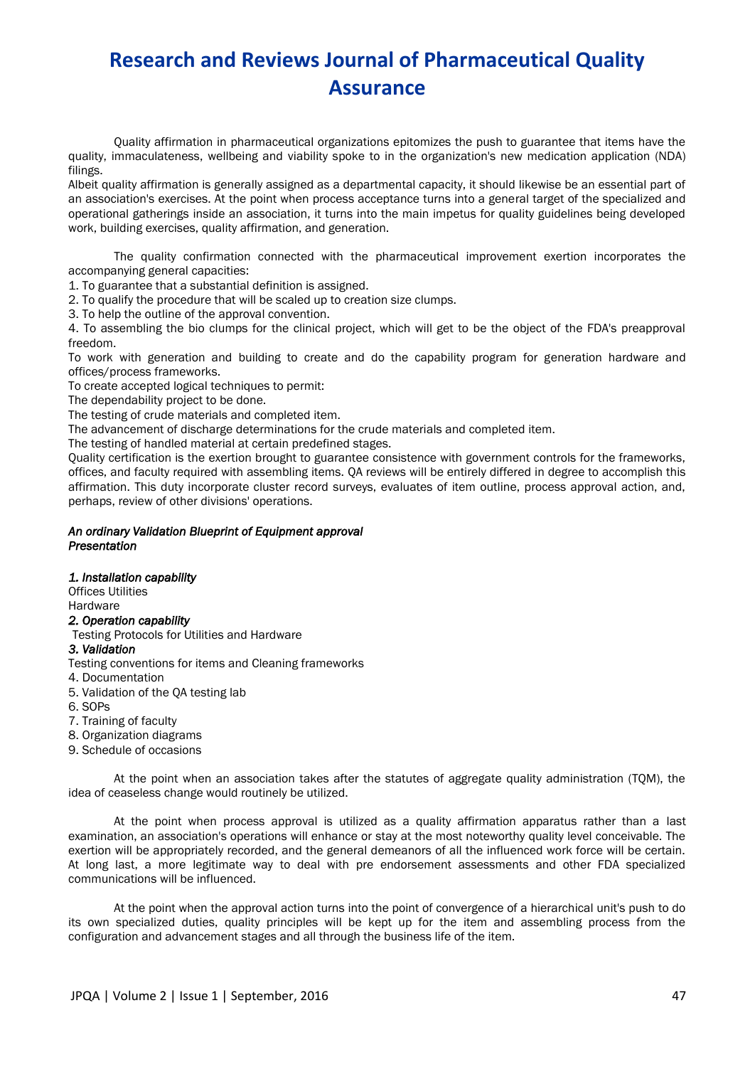Quality affirmation in pharmaceutical organizations epitomizes the push to guarantee that items have the quality, immaculateness, wellbeing and viability spoke to in the organization's new medication application (NDA) filings.

Albeit quality affirmation is generally assigned as a departmental capacity, it should likewise be an essential part of an association's exercises. At the point when process acceptance turns into a general target of the specialized and operational gatherings inside an association, it turns into the main impetus for quality guidelines being developed work, building exercises, quality affirmation, and generation.

The quality confirmation connected with the pharmaceutical improvement exertion incorporates the accompanying general capacities:

1. To guarantee that a substantial definition is assigned.
2. To qualify the procedure that will be scaled up to creation size clumps.
3. To help the outline of the approval convention.
4. To assembling the bio clumps for the clinical project, which will get to be the object of the FDA's preapproval freedom.

To work with generation and building to create and do the capability program for generation hardware and offices/process frameworks.

To create accepted logical techniques to permit:

The dependability project to be done.

The testing of crude materials and completed item.

The advancement of discharge determinations for the crude materials and completed item.

The testing of handled material at certain predefined stages.

Quality certification is the exertion brought to guarantee consistence with government controls for the frameworks, offices, and faculty required with assembling items. QA reviews will be entirely differed in degree to accomplish this affirmation. This duty incorporate cluster record surveys, evaluates of item outline, process approval action, and, perhaps, review of other divisions' operations.

*An ordinary Validation Blueprint of Equipment approval*
*Presentation*

***1. Installation capability***

Offices Utilities

Hardware

***2. Operation capability***

Testing Protocols for Utilities and Hardware

***3. Validation***

Testing conventions for items and Cleaning frameworks

4. Documentation
5. Validation of the QA testing lab
6. SOPs
7. Training of faculty
8. Organization diagrams
9. Schedule of occasions

At the point when an association takes after the statutes of aggregate quality administration (TQM), the idea of ceaseless change would routinely be utilized.

At the point when process approval is utilized as a quality affirmation apparatus rather than a last examination, an association's operations will enhance or stay at the most noteworthy quality level conceivable. The exertion will be appropriately recorded, and the general demeanors of all the influenced work force will be certain. At long last, a more legitimate way to deal with pre endorsement assessments and other FDA specialized communications will be influenced.

At the point when the approval action turns into the point of convergence of a hierarchical unit's push to do its own specialized duties, quality principles will be kept up for the item and assembling process from the configuration and advancement stages and all through the business life of the item.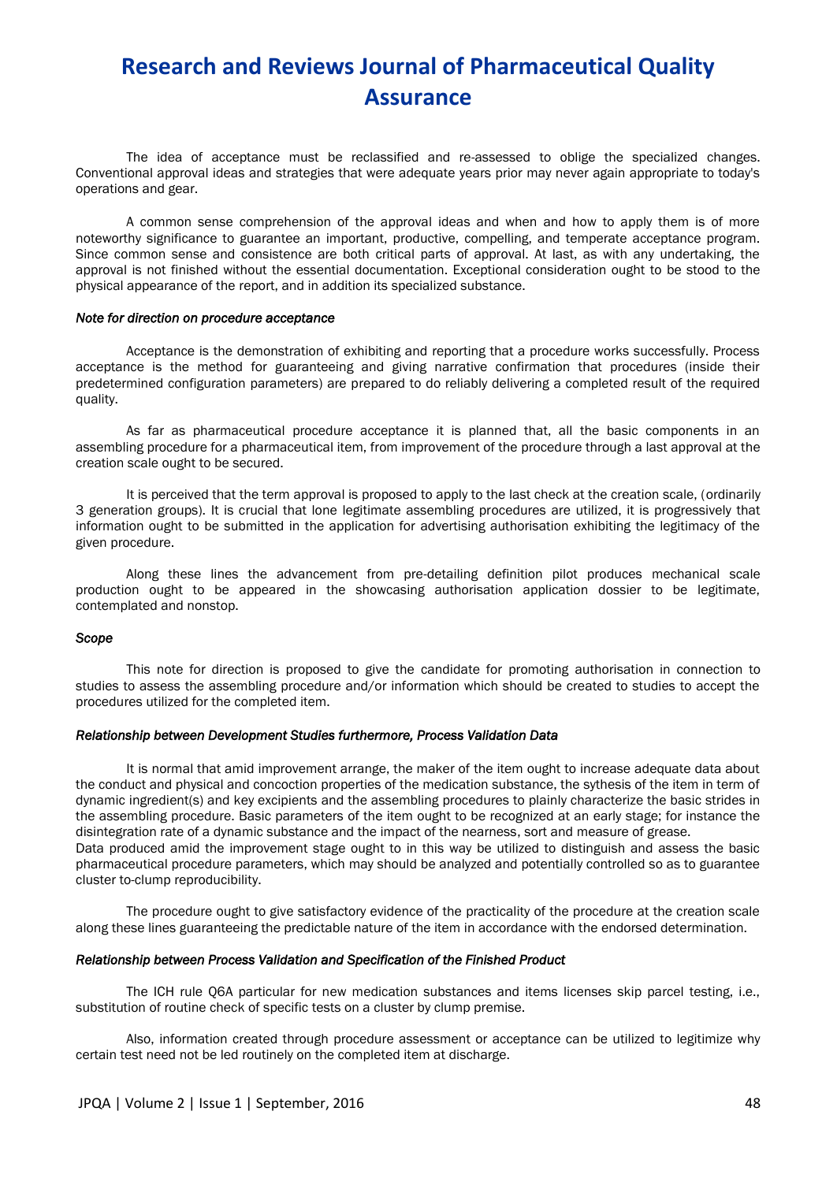The idea of acceptance must be reclassified and re-assessed to oblige the specialized changes. Conventional approval ideas and strategies that were adequate years prior may never again appropriate to today's operations and gear.

A common sense comprehension of the approval ideas and when and how to apply them is of more noteworthy significance to guarantee an important, productive, compelling, and temperate acceptance program. Since common sense and consistence are both critical parts of approval. At last, as with any undertaking, the approval is not finished without the essential documentation. Exceptional consideration ought to be stood to the physical appearance of the report, and in addition its specialized substance.

***Note for direction on procedure acceptance***

Acceptance is the demonstration of exhibiting and reporting that a procedure works successfully. Process acceptance is the method for guaranteeing and giving narrative confirmation that procedures (inside their predetermined configuration parameters) are prepared to do reliably delivering a completed result of the required quality.

As far as pharmaceutical procedure acceptance it is planned that, all the basic components in an assembling procedure for a pharmaceutical item, from improvement of the procedure through a last approval at the creation scale ought to be secured.

It is perceived that the term approval is proposed to apply to the last check at the creation scale, (ordinarily 3 generation groups). It is crucial that lone legitimate assembling procedures are utilized, it is progressively that information ought to be submitted in the application for advertising authorisation exhibiting the legitimacy of the given procedure.

Along these lines the advancement from pre-detailing definition pilot produces mechanical scale production ought to be appeared in the showcasing authorisation application dossier to be legitimate, contemplated and nonstop.

***Scope***

This note for direction is proposed to give the candidate for promoting authorisation in connection to studies to assess the assembling procedure and/or information which should be created to studies to accept the procedures utilized for the completed item.

***Relationship between Development Studies furthermore, Process Validation Data***

It is normal that amid improvement arrange, the maker of the item ought to increase adequate data about the conduct and physical and concoction properties of the medication substance, the sythesis of the item in term of dynamic ingredient(s) and key excipients and the assembling procedures to plainly characterize the basic strides in the assembling procedure. Basic parameters of the item ought to be recognized at an early stage; for instance the disintegration rate of a dynamic substance and the impact of the nearness, sort and measure of grease.
Data produced amid the improvement stage ought to in this way be utilized to distinguish and assess the basic pharmaceutical procedure parameters, which may should be analyzed and potentially controlled so as to guarantee cluster to-clump reproducibility.

The procedure ought to give satisfactory evidence of the practicality of the procedure at the creation scale along these lines guaranteeing the predictable nature of the item in accordance with the endorsed determination.

***Relationship between Process Validation and Specification of the Finished Product***

The ICH rule Q6A particular for new medication substances and items licenses skip parcel testing, i.e., substitution of routine check of specific tests on a cluster by clump premise.

Also, information created through procedure assessment or acceptance can be utilized to legitimize why certain test need not be led routinely on the completed item at discharge.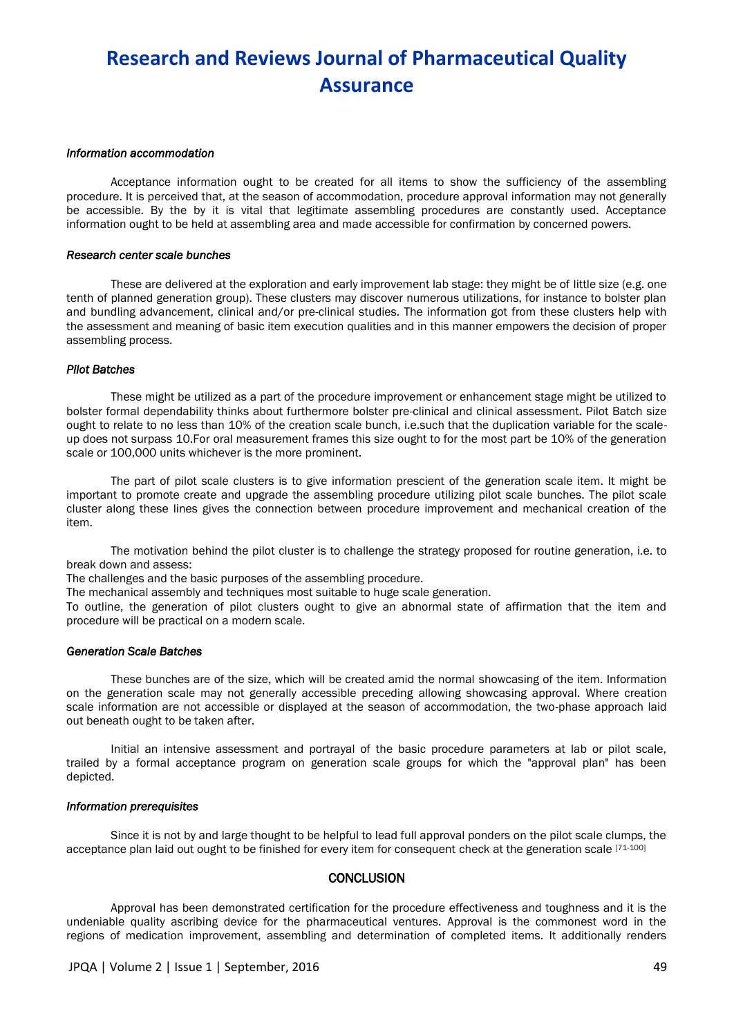*Information accommodation*

Acceptance information ought to be created for all items to show the sufficiency of the assembling procedure. It is perceived that, at the season of accommodation, procedure approval information may not generally be accessible. By the by it is vital that legitimate assembling procedures are constantly used. Acceptance information ought to be held at assembling area and made accessible for confirmation by concerned powers.

*Research center scale bunches*

These are delivered at the exploration and early improvement lab stage: they might be of little size (e.g. one tenth of planned generation group). These clusters may discover numerous utilizations, for instance to bolster plan and bundling advancement, clinical and/or pre-clinical studies. The information got from these clusters help with the assessment and meaning of basic item execution qualities and in this manner empowers the decision of proper assembling process.

*Pilot Batches*

These might be utilized as a part of the procedure improvement or enhancement stage might be utilized to bolster formal dependability thinks about furthermore bolster pre-clinical and clinical assessment. Pilot Batch size ought to relate to no less than 10% of the creation scale bunch, i.e.such that the duplication variable for the scale-up does not surpass 10.For oral measurement frames this size ought to for the most part be 10% of the generation scale or 100,000 units whichever is the more prominent.

The part of pilot scale clusters is to give information prescient of the generation scale item. It might be important to promote create and upgrade the assembling procedure utilizing pilot scale bunches. The pilot scale cluster along these lines gives the connection between procedure improvement and mechanical creation of the item.

The motivation behind the pilot cluster is to challenge the strategy proposed for routine generation, i.e. to break down and assess:

The challenges and the basic purposes of the assembling procedure.

The mechanical assembly and techniques most suitable to huge scale generation.

To outline, the generation of pilot clusters ought to give an abnormal state of affirmation that the item and procedure will be practical on a modern scale.

*Generation Scale Batches*

These bunches are of the size, which will be created amid the normal showcasing of the item. Information on the generation scale may not generally accessible preceding allowing showcasing approval. Where creation scale information are not accessible or displayed at the season of accommodation, the two-phase approach laid out beneath ought to be taken after.

Initial an intensive assessment and portrayal of the basic procedure parameters at lab or pilot scale, trailed by a formal acceptance program on generation scale groups for which the "approval plan" has been depicted.

*Information prerequisites*

Since it is not by and large thought to be helpful to lead full approval ponders on the pilot scale clumps, the acceptance plan laid out ought to be finished for every item for consequent check at the generation scale [71-100]

## CONCLUSION

Approval has been demonstrated certification for the procedure effectiveness and toughness and it is the undeniable quality ascribing device for the pharmaceutical ventures. Approval is the commonest word in the regions of medication improvement, assembling and determination of completed items. It additionally renders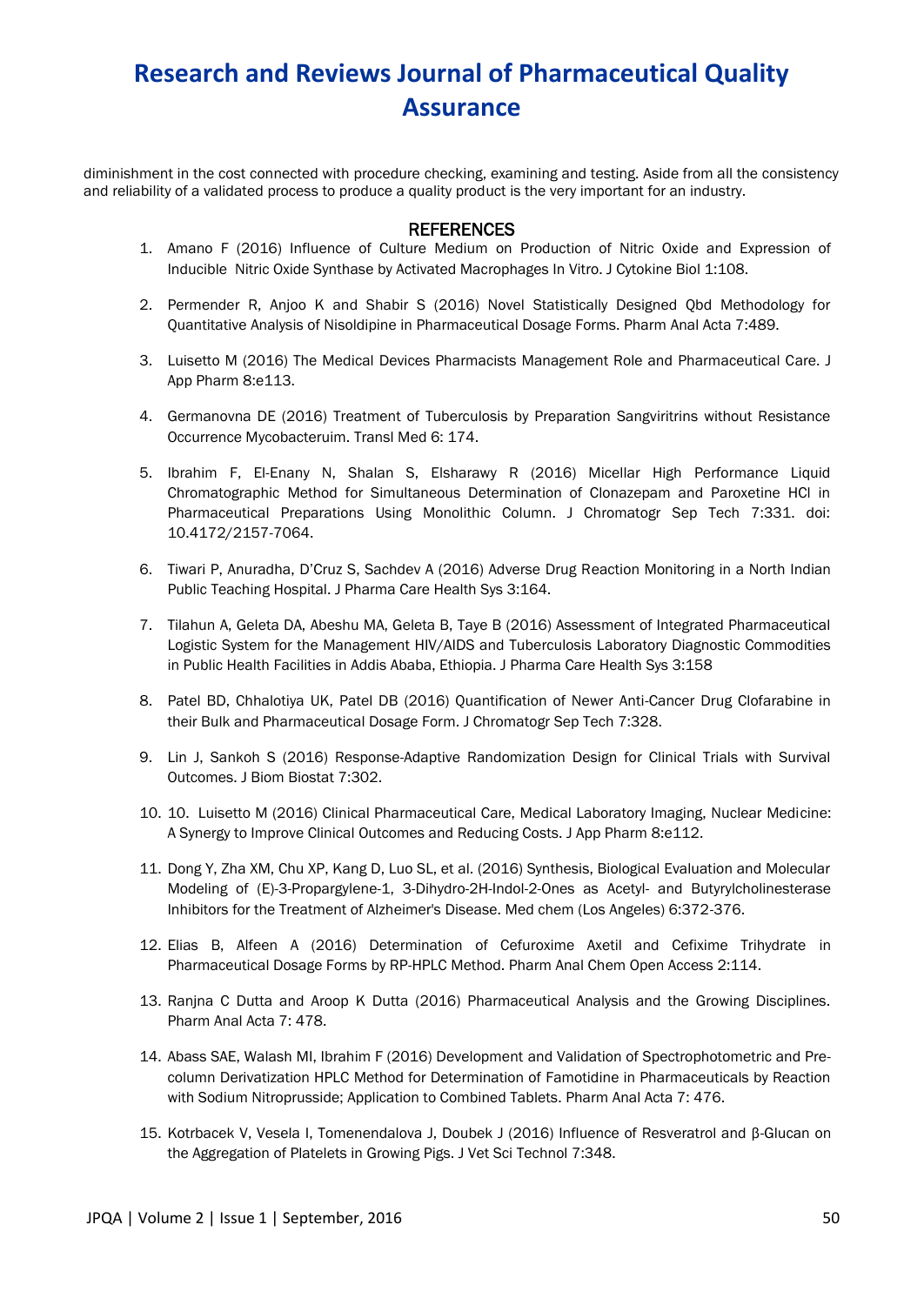diminishment in the cost connected with procedure checking, examining and testing. Aside from all the consistency and reliability of a validated process to produce a quality product is the very important for an industry.

## REFERENCES

1. Amano F (2016) Influence of Culture Medium on Production of Nitric Oxide and Expression of Inducible Nitric Oxide Synthase by Activated Macrophages In Vitro. J Cytokine Biol 1:108.

2. Permender R, Anjoo K and Shabir S (2016) Novel Statistically Designed Qbd Methodology for Quantitative Analysis of Nisoldipine in Pharmaceutical Dosage Forms. Pharm Anal Acta 7:489.

3. Luisetto M (2016) The Medical Devices Pharmacists Management Role and Pharmaceutical Care. J App Pharm 8:e113.

4. Germanovna DE (2016) Treatment of Tuberculosis by Preparation Sangviritrins without Resistance Occurrence Mycobacteruim. Transl Med 6: 174.

5. Ibrahim F, El-Enany N, Shalan S, Elsharawy R (2016) Micellar High Performance Liquid Chromatographic Method for Simultaneous Determination of Clonazepam and Paroxetine HCl in Pharmaceutical Preparations Using Monolithic Column. J Chromatogr Sep Tech 7:331. doi: 10.4172/2157-7064.

6. Tiwari P, Anuradha, D'Cruz S, Sachdev A (2016) Adverse Drug Reaction Monitoring in a North Indian Public Teaching Hospital. J Pharma Care Health Sys 3:164.

7. Tilahun A, Geleta DA, Abeshu MA, Geleta B, Taye B (2016) Assessment of Integrated Pharmaceutical Logistic System for the Management HIV/AIDS and Tuberculosis Laboratory Diagnostic Commodities in Public Health Facilities in Addis Ababa, Ethiopia. J Pharma Care Health Sys 3:158

8. Patel BD, Chhalotiya UK, Patel DB (2016) Quantification of Newer Anti-Cancer Drug Clofarabine in their Bulk and Pharmaceutical Dosage Form. J Chromatogr Sep Tech 7:328.

9. Lin J, Sankoh S (2016) Response-Adaptive Randomization Design for Clinical Trials with Survival Outcomes. J Biom Biostat 7:302.

10. 10. Luisetto M (2016) Clinical Pharmaceutical Care, Medical Laboratory Imaging, Nuclear Medicine: A Synergy to Improve Clinical Outcomes and Reducing Costs. J App Pharm 8:e112.

11. Dong Y, Zha XM, Chu XP, Kang D, Luo SL, et al. (2016) Synthesis, Biological Evaluation and Molecular Modeling of (E)-3-Propargylene-1, 3-Dihydro-2H-Indol-2-Ones as Acetyl- and Butyrylcholinesterase Inhibitors for the Treatment of Alzheimer's Disease. Med chem (Los Angeles) 6:372-376.

12. Elias B, Alfeen A (2016) Determination of Cefuroxime Axetil and Cefixime Trihydrate in Pharmaceutical Dosage Forms by RP-HPLC Method. Pharm Anal Chem Open Access 2:114.

13. Ranjna C Dutta and Aroop K Dutta (2016) Pharmaceutical Analysis and the Growing Disciplines. Pharm Anal Acta 7: 478.

14. Abass SAE, Walash MI, Ibrahim F (2016) Development and Validation of Spectrophotometric and Pre-column Derivatization HPLC Method for Determination of Famotidine in Pharmaceuticals by Reaction with Sodium Nitroprusside; Application to Combined Tablets. Pharm Anal Acta 7: 476.

15. Kotrbacek V, Vesela I, Tomenendalova J, Doubek J (2016) Influence of Resveratrol and β-Glucan on the Aggregation of Platelets in Growing Pigs. J Vet Sci Technol 7:348.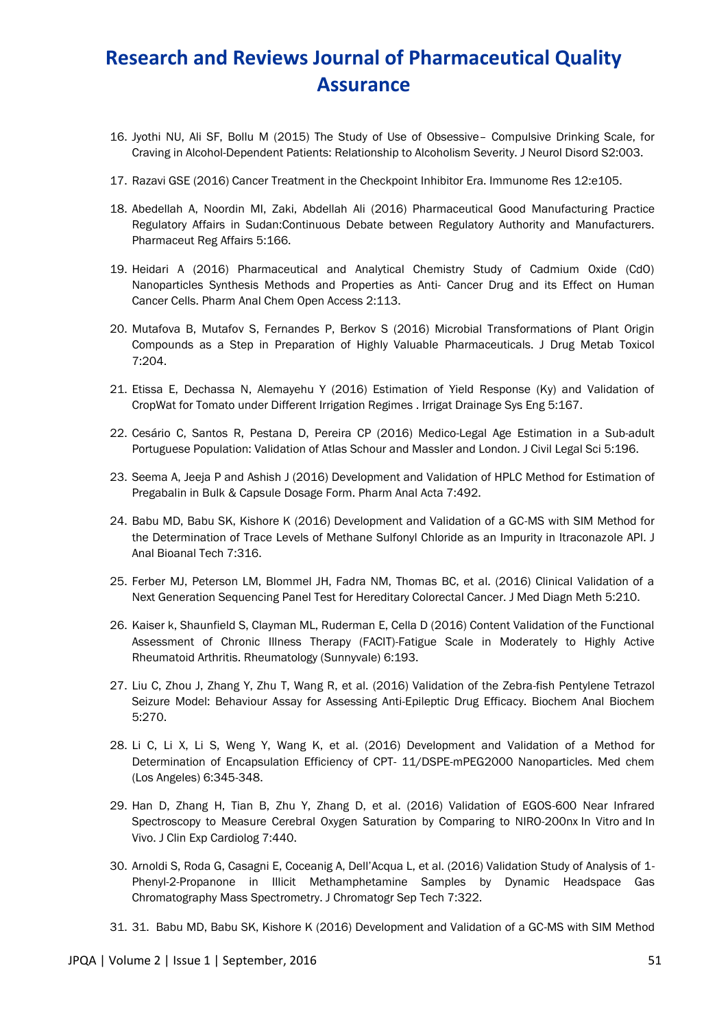16. Jyothi NU, Ali SF, Bollu M (2015) The Study of Use of Obsessive– Compulsive Drinking Scale, for Craving in Alcohol-Dependent Patients: Relationship to Alcoholism Severity. J Neurol Disord S2:003.

17. Razavi GSE (2016) Cancer Treatment in the Checkpoint Inhibitor Era. Immunome Res 12:e105.

18. Abedellah A, Noordin MI, Zaki, Abdellah Ali (2016) Pharmaceutical Good Manufacturing Practice Regulatory Affairs in Sudan:Continuous Debate between Regulatory Authority and Manufacturers. Pharmaceut Reg Affairs 5:166.

19. Heidari A (2016) Pharmaceutical and Analytical Chemistry Study of Cadmium Oxide (CdO) Nanoparticles Synthesis Methods and Properties as Anti- Cancer Drug and its Effect on Human Cancer Cells. Pharm Anal Chem Open Access 2:113.

20. Mutafova B, Mutafov S, Fernandes P, Berkov S (2016) Microbial Transformations of Plant Origin Compounds as a Step in Preparation of Highly Valuable Pharmaceuticals. J Drug Metab Toxicol 7:204.

21. Etissa E, Dechassa N, Alemayehu Y (2016) Estimation of Yield Response (Ky) and Validation of CropWat for Tomato under Different Irrigation Regimes . Irrigat Drainage Sys Eng 5:167.

22. Cesário C, Santos R, Pestana D, Pereira CP (2016) Medico-Legal Age Estimation in a Sub-adult Portuguese Population: Validation of Atlas Schour and Massler and London. J Civil Legal Sci 5:196.

23. Seema A, Jeeja P and Ashish J (2016) Development and Validation of HPLC Method for Estimation of Pregabalin in Bulk & Capsule Dosage Form. Pharm Anal Acta 7:492.

24. Babu MD, Babu SK, Kishore K (2016) Development and Validation of a GC-MS with SIM Method for the Determination of Trace Levels of Methane Sulfonyl Chloride as an Impurity in Itraconazole API. J Anal Bioanal Tech 7:316.

25. Ferber MJ, Peterson LM, Blommel JH, Fadra NM, Thomas BC, et al. (2016) Clinical Validation of a Next Generation Sequencing Panel Test for Hereditary Colorectal Cancer. J Med Diagn Meth 5:210.

26. Kaiser k, Shaunfield S, Clayman ML, Ruderman E, Cella D (2016) Content Validation of the Functional Assessment of Chronic Illness Therapy (FACIT)-Fatigue Scale in Moderately to Highly Active Rheumatoid Arthritis. Rheumatology (Sunnyvale) 6:193.

27. Liu C, Zhou J, Zhang Y, Zhu T, Wang R, et al. (2016) Validation of the Zebra-fish Pentylene Tetrazol Seizure Model: Behaviour Assay for Assessing Anti-Epileptic Drug Efficacy. Biochem Anal Biochem 5:270.

28. Li C, Li X, Li S, Weng Y, Wang K, et al. (2016) Development and Validation of a Method for Determination of Encapsulation Efficiency of CPT- 11/DSPE-mPEG2000 Nanoparticles. Med chem (Los Angeles) 6:345-348.

29. Han D, Zhang H, Tian B, Zhu Y, Zhang D, et al. (2016) Validation of EGOS-600 Near Infrared Spectroscopy to Measure Cerebral Oxygen Saturation by Comparing to NIRO-200nx In Vitro and In Vivo. J Clin Exp Cardiolog 7:440.

30. Arnoldi S, Roda G, Casagni E, Coceanig A, Dell'Acqua L, et al. (2016) Validation Study of Analysis of 1-Phenyl-2-Propanone in Illicit Methamphetamine Samples by Dynamic Headspace Gas Chromatography Mass Spectrometry. J Chromatogr Sep Tech 7:322.

31. 31. Babu MD, Babu SK, Kishore K (2016) Development and Validation of a GC-MS with SIM Method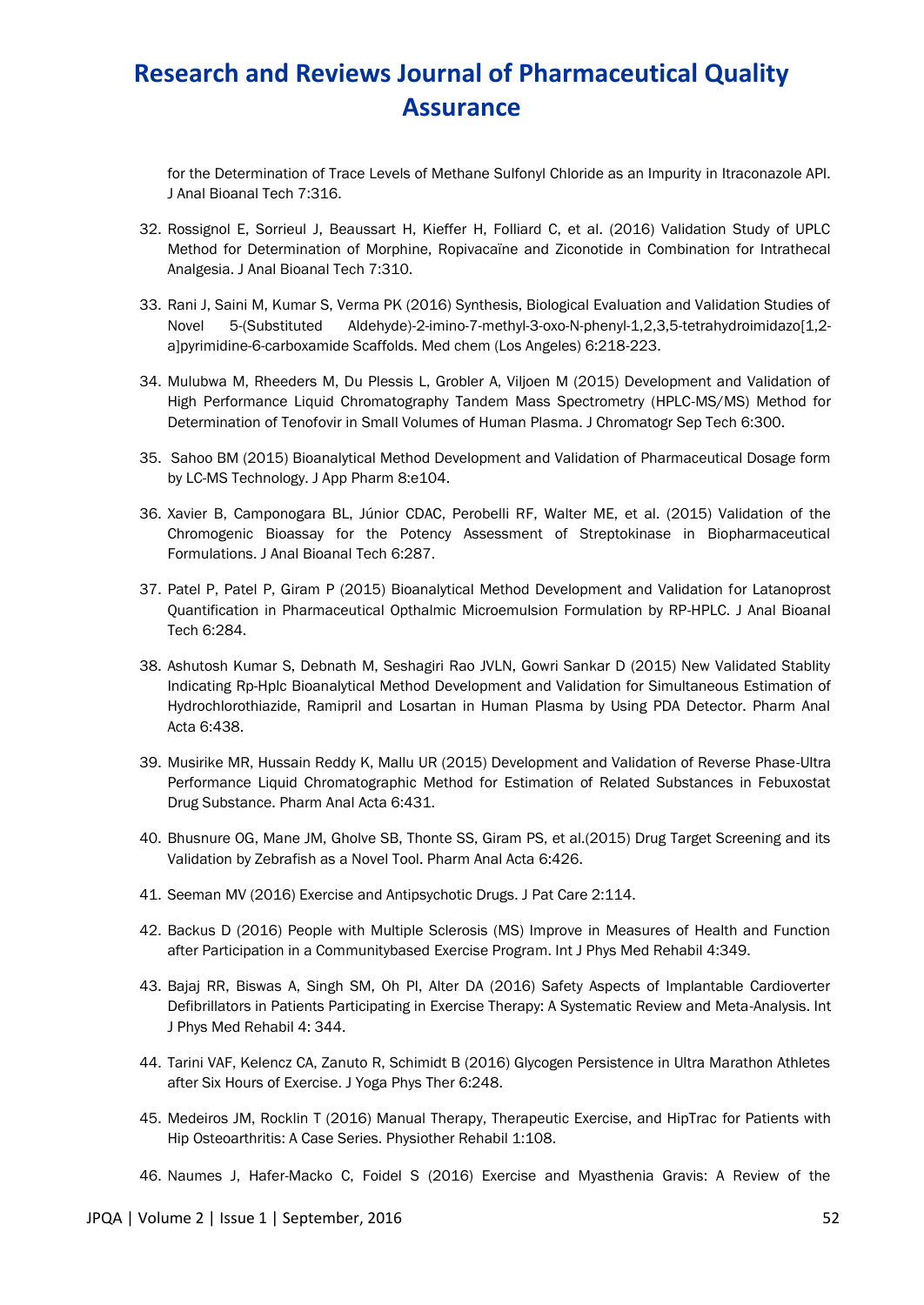for the Determination of Trace Levels of Methane Sulfonyl Chloride as an Impurity in Itraconazole API. J Anal Bioanal Tech 7:316.

32. Rossignol E, Sorrieul J, Beaussart H, Kieffer H, Folliard C, et al. (2016) Validation Study of UPLC Method for Determination of Morphine, Ropivacaïne and Ziconotide in Combination for Intrathecal Analgesia. J Anal Bioanal Tech 7:310.

33. Rani J, Saini M, Kumar S, Verma PK (2016) Synthesis, Biological Evaluation and Validation Studies of Novel 5-(Substituted Aldehyde)-2-imino-7-methyl-3-oxo-N-phenyl-1,2,3,5-tetrahydroimidazo[1,2-a]pyrimidine-6-carboxamide Scaffolds. Med chem (Los Angeles) 6:218-223.

34. Mulubwa M, Rheeders M, Du Plessis L, Grobler A, Viljoen M (2015) Development and Validation of High Performance Liquid Chromatography Tandem Mass Spectrometry (HPLC-MS/MS) Method for Determination of Tenofovir in Small Volumes of Human Plasma. J Chromatogr Sep Tech 6:300.

35. Sahoo BM (2015) Bioanalytical Method Development and Validation of Pharmaceutical Dosage form by LC-MS Technology. J App Pharm 8:e104.

36. Xavier B, Camponogara BL, Júnior CDAC, Perobelli RF, Walter ME, et al. (2015) Validation of the Chromogenic Bioassay for the Potency Assessment of Streptokinase in Biopharmaceutical Formulations. J Anal Bioanal Tech 6:287.

37. Patel P, Patel P, Giram P (2015) Bioanalytical Method Development and Validation for Latanoprost Quantification in Pharmaceutical Opthalmic Microemulsion Formulation by RP-HPLC. J Anal Bioanal Tech 6:284.

38. Ashutosh Kumar S, Debnath M, Seshagiri Rao JVLN, Gowri Sankar D (2015) New Validated Stablity Indicating Rp-Hplc Bioanalytical Method Development and Validation for Simultaneous Estimation of Hydrochlorothiazide, Ramipril and Losartan in Human Plasma by Using PDA Detector. Pharm Anal Acta 6:438.

39. Musirike MR, Hussain Reddy K, Mallu UR (2015) Development and Validation of Reverse Phase-Ultra Performance Liquid Chromatographic Method for Estimation of Related Substances in Febuxostat Drug Substance. Pharm Anal Acta 6:431.

40. Bhusnure OG, Mane JM, Gholve SB, Thonte SS, Giram PS, et al.(2015) Drug Target Screening and its Validation by Zebrafish as a Novel Tool. Pharm Anal Acta 6:426.

41. Seeman MV (2016) Exercise and Antipsychotic Drugs. J Pat Care 2:114.

42. Backus D (2016) People with Multiple Sclerosis (MS) Improve in Measures of Health and Function after Participation in a Communitybased Exercise Program. Int J Phys Med Rehabil 4:349.

43. Bajaj RR, Biswas A, Singh SM, Oh PI, Alter DA (2016) Safety Aspects of Implantable Cardioverter Defibrillators in Patients Participating in Exercise Therapy: A Systematic Review and Meta-Analysis. Int J Phys Med Rehabil 4: 344.

44. Tarini VAF, Kelencz CA, Zanuto R, Schimidt B (2016) Glycogen Persistence in Ultra Marathon Athletes after Six Hours of Exercise. J Yoga Phys Ther 6:248.

45. Medeiros JM, Rocklin T (2016) Manual Therapy, Therapeutic Exercise, and HipTrac for Patients with Hip Osteoarthritis: A Case Series. Physiother Rehabil 1:108.

46. Naumes J, Hafer-Macko C, Foidel S (2016) Exercise and Myasthenia Gravis: A Review of the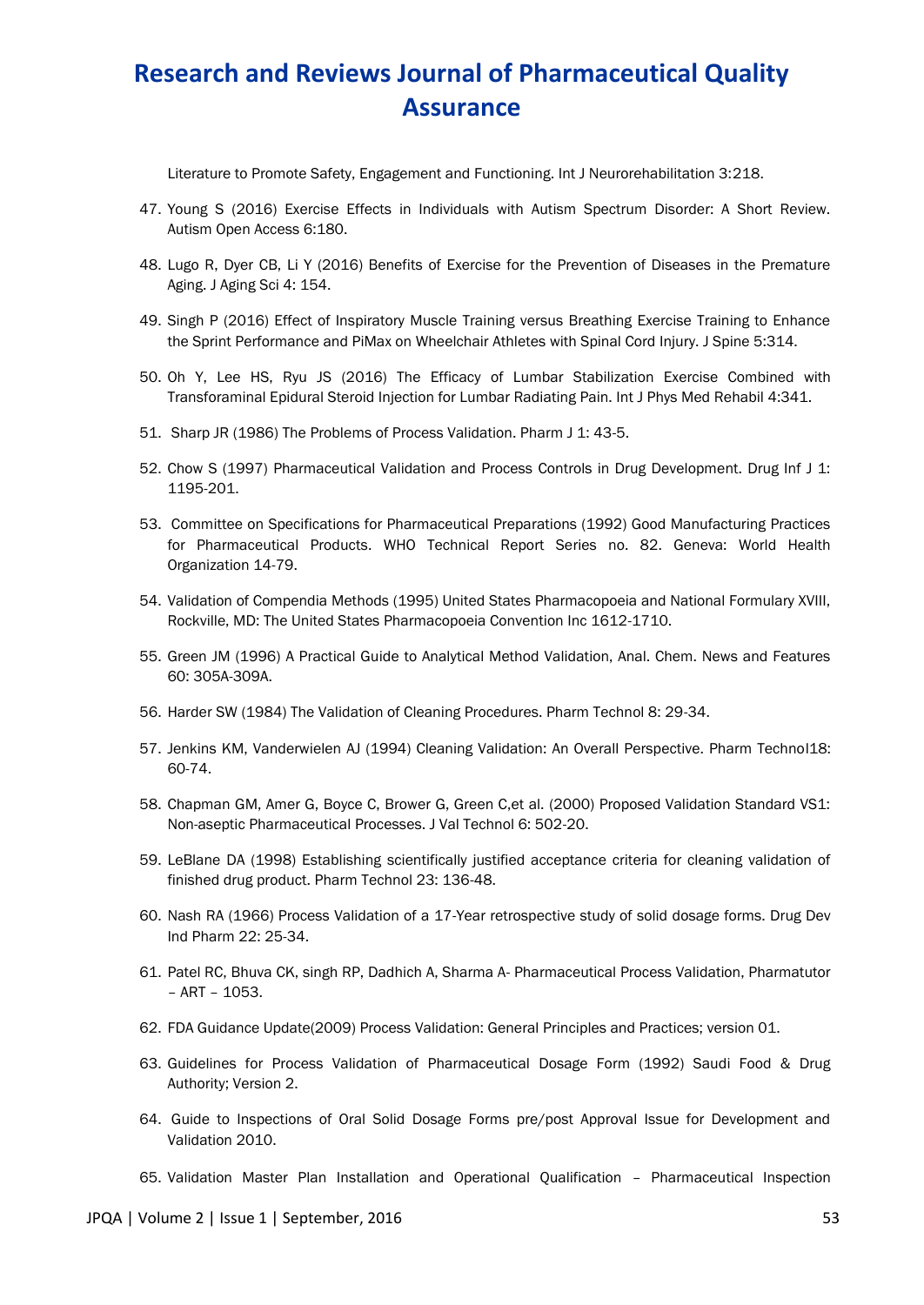Literature to Promote Safety, Engagement and Functioning. Int J Neurorehabilitation 3:218.

47. Young S (2016) Exercise Effects in Individuals with Autism Spectrum Disorder: A Short Review. Autism Open Access 6:180.

48. Lugo R, Dyer CB, Li Y (2016) Benefits of Exercise for the Prevention of Diseases in the Premature Aging. J Aging Sci 4: 154.

49. Singh P (2016) Effect of Inspiratory Muscle Training versus Breathing Exercise Training to Enhance the Sprint Performance and PiMax on Wheelchair Athletes with Spinal Cord Injury. J Spine 5:314.

50. Oh Y, Lee HS, Ryu JS (2016) The Efficacy of Lumbar Stabilization Exercise Combined with Transforaminal Epidural Steroid Injection for Lumbar Radiating Pain. Int J Phys Med Rehabil 4:341.

51. Sharp JR (1986) The Problems of Process Validation. Pharm J 1: 43-5.

52. Chow S (1997) Pharmaceutical Validation and Process Controls in Drug Development. Drug Inf J 1: 1195-201.

53. Committee on Specifications for Pharmaceutical Preparations (1992) Good Manufacturing Practices for Pharmaceutical Products. WHO Technical Report Series no. 82. Geneva: World Health Organization 14-79.

54. Validation of Compendia Methods (1995) United States Pharmacopoeia and National Formulary XVIII, Rockville, MD: The United States Pharmacopoeia Convention Inc 1612-1710.

55. Green JM (1996) A Practical Guide to Analytical Method Validation, Anal. Chem. News and Features 60: 305A-309A.

56. Harder SW (1984) The Validation of Cleaning Procedures. Pharm Technol 8: 29-34.

57. Jenkins KM, Vanderwielen AJ (1994) Cleaning Validation: An Overall Perspective. Pharm Technol18: 60-74.

58. Chapman GM, Amer G, Boyce C, Brower G, Green C,et al. (2000) Proposed Validation Standard VS1: Non-aseptic Pharmaceutical Processes. J Val Technol 6: 502-20.

59. LeBlane DA (1998) Establishing scientifically justified acceptance criteria for cleaning validation of finished drug product. Pharm Technol 23: 136-48.

60. Nash RA (1966) Process Validation of a 17-Year retrospective study of solid dosage forms. Drug Dev Ind Pharm 22: 25-34.

61. Patel RC, Bhuva CK, singh RP, Dadhich A, Sharma A- Pharmaceutical Process Validation, Pharmatutor – ART – 1053.

62. FDA Guidance Update(2009) Process Validation: General Principles and Practices; version 01.

63. Guidelines for Process Validation of Pharmaceutical Dosage Form (1992) Saudi Food & Drug Authority; Version 2.

64. Guide to Inspections of Oral Solid Dosage Forms pre/post Approval Issue for Development and Validation 2010.

65. Validation Master Plan Installation and Operational Qualification – Pharmaceutical Inspection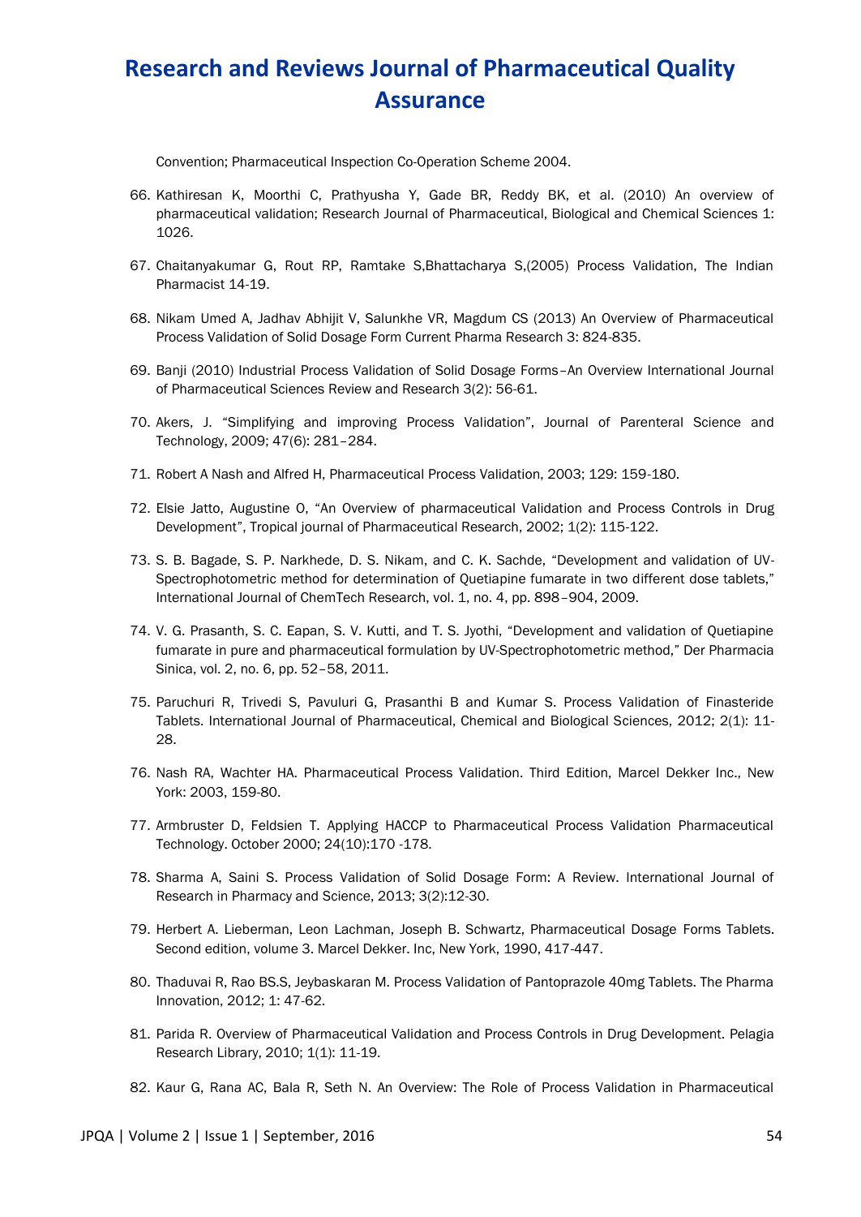Convention; Pharmaceutical Inspection Co-Operation Scheme 2004.

66. Kathiresan K, Moorthi C, Prathyusha Y, Gade BR, Reddy BK, et al. (2010) An overview of pharmaceutical validation; Research Journal of Pharmaceutical, Biological and Chemical Sciences 1: 1026.

67. Chaitanyakumar G, Rout RP, Ramtake S,Bhattacharya S,(2005) Process Validation, The Indian Pharmacist 14-19.

68. Nikam Umed A, Jadhav Abhijit V, Salunkhe VR, Magdum CS (2013) An Overview of Pharmaceutical Process Validation of Solid Dosage Form Current Pharma Research 3: 824-835.

69. Banji (2010) Industrial Process Validation of Solid Dosage Forms–An Overview International Journal of Pharmaceutical Sciences Review and Research 3(2): 56-61.

70. Akers, J. "Simplifying and improving Process Validation", Journal of Parenteral Science and Technology, 2009; 47(6): 281–284.

71. Robert A Nash and Alfred H, Pharmaceutical Process Validation, 2003; 129: 159-180.

72. Elsie Jatto, Augustine O, "An Overview of pharmaceutical Validation and Process Controls in Drug Development", Tropical journal of Pharmaceutical Research, 2002; 1(2): 115-122.

73. S. B. Bagade, S. P. Narkhede, D. S. Nikam, and C. K. Sachde, "Development and validation of UV-Spectrophotometric method for determination of Quetiapine fumarate in two different dose tablets," International Journal of ChemTech Research, vol. 1, no. 4, pp. 898–904, 2009.

74. V. G. Prasanth, S. C. Eapan, S. V. Kutti, and T. S. Jyothi, "Development and validation of Quetiapine fumarate in pure and pharmaceutical formulation by UV-Spectrophotometric method," Der Pharmacia Sinica, vol. 2, no. 6, pp. 52–58, 2011.

75. Paruchuri R, Trivedi S, Pavuluri G, Prasanthi B and Kumar S. Process Validation of Finasteride Tablets. International Journal of Pharmaceutical, Chemical and Biological Sciences, 2012; 2(1): 11-28.

76. Nash RA, Wachter HA. Pharmaceutical Process Validation. Third Edition, Marcel Dekker Inc., New York: 2003, 159-80.

77. Armbruster D, Feldsien T. Applying HACCP to Pharmaceutical Process Validation Pharmaceutical Technology. October 2000; 24(10):170 -178.

78. Sharma A, Saini S. Process Validation of Solid Dosage Form: A Review. International Journal of Research in Pharmacy and Science, 2013; 3(2):12-30.

79. Herbert A. Lieberman, Leon Lachman, Joseph B. Schwartz, Pharmaceutical Dosage Forms Tablets. Second edition, volume 3. Marcel Dekker. Inc, New York, 1990, 417-447.

80. Thaduvai R, Rao BS.S, Jeybaskaran M. Process Validation of Pantoprazole 40mg Tablets. The Pharma Innovation, 2012; 1: 47-62.

81. Parida R. Overview of Pharmaceutical Validation and Process Controls in Drug Development. Pelagia Research Library, 2010; 1(1): 11-19.

82. Kaur G, Rana AC, Bala R, Seth N. An Overview: The Role of Process Validation in Pharmaceutical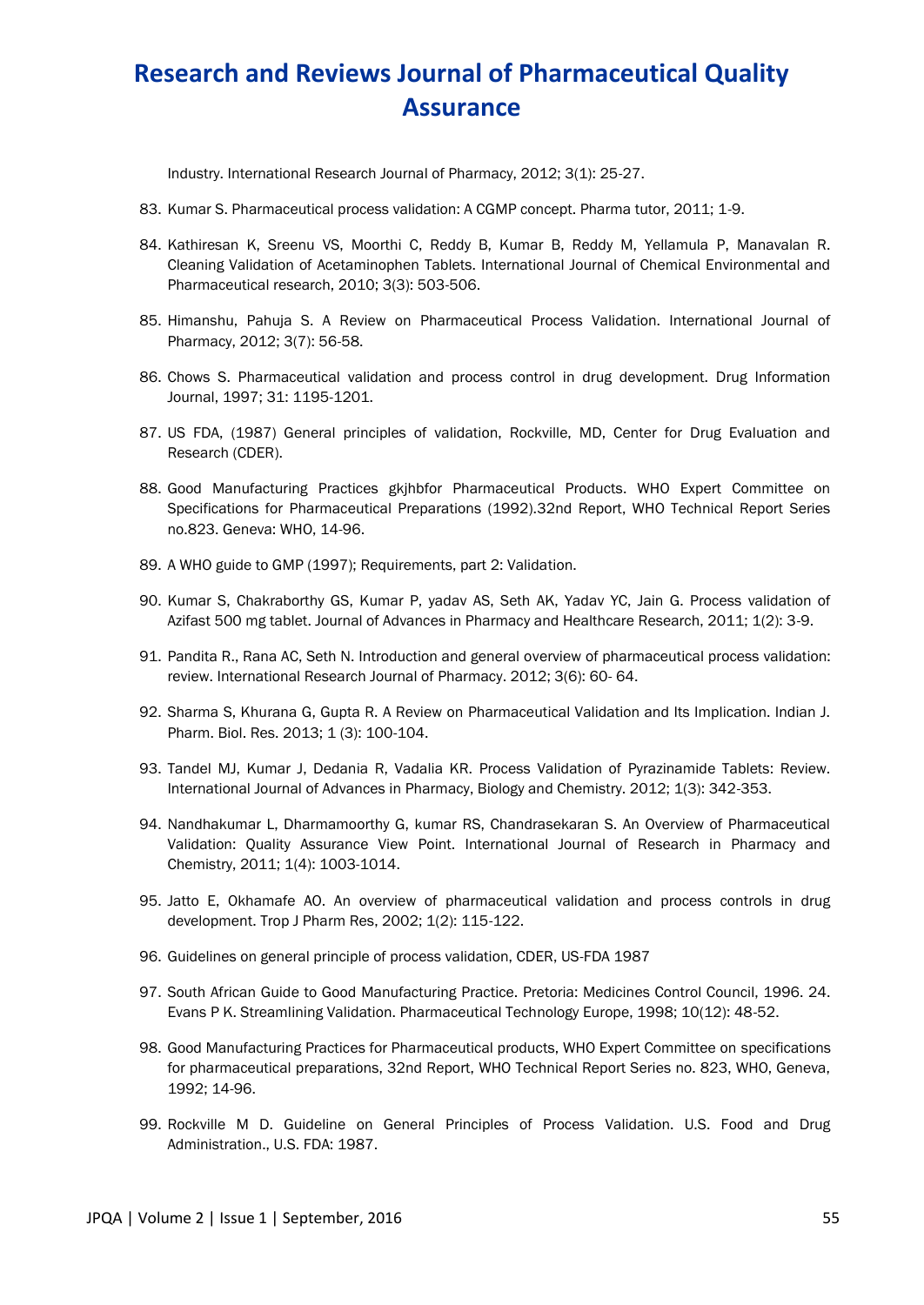Industry. International Research Journal of Pharmacy, 2012; 3(1): 25-27.

83. Kumar S. Pharmaceutical process validation: A CGMP concept. Pharma tutor, 2011; 1-9.

84. Kathiresan K, Sreenu VS, Moorthi C, Reddy B, Kumar B, Reddy M, Yellamula P, Manavalan R. Cleaning Validation of Acetaminophen Tablets. International Journal of Chemical Environmental and Pharmaceutical research, 2010; 3(3): 503-506.

85. Himanshu, Pahuja S. A Review on Pharmaceutical Process Validation. International Journal of Pharmacy, 2012; 3(7): 56-58.

86. Chows S. Pharmaceutical validation and process control in drug development. Drug Information Journal, 1997; 31: 1195-1201.

87. US FDA, (1987) General principles of validation, Rockville, MD, Center for Drug Evaluation and Research (CDER).

88. Good Manufacturing Practices gkjhbfor Pharmaceutical Products. WHO Expert Committee on Specifications for Pharmaceutical Preparations (1992).32nd Report, WHO Technical Report Series no.823. Geneva: WHO, 14-96.

89. A WHO guide to GMP (1997); Requirements, part 2: Validation.

90. Kumar S, Chakraborthy GS, Kumar P, yadav AS, Seth AK, Yadav YC, Jain G. Process validation of Azifast 500 mg tablet. Journal of Advances in Pharmacy and Healthcare Research, 2011; 1(2): 3-9.

91. Pandita R., Rana AC, Seth N. Introduction and general overview of pharmaceutical process validation: review. International Research Journal of Pharmacy. 2012; 3(6): 60- 64.

92. Sharma S, Khurana G, Gupta R. A Review on Pharmaceutical Validation and Its Implication. Indian J. Pharm. Biol. Res. 2013; 1 (3): 100-104.

93. Tandel MJ, Kumar J, Dedania R, Vadalia KR. Process Validation of Pyrazinamide Tablets: Review. International Journal of Advances in Pharmacy, Biology and Chemistry. 2012; 1(3): 342-353.

94. Nandhakumar L, Dharmamoorthy G, kumar RS, Chandrasekaran S. An Overview of Pharmaceutical Validation: Quality Assurance View Point. International Journal of Research in Pharmacy and Chemistry, 2011; 1(4): 1003-1014.

95. Jatto E, Okhamafe AO. An overview of pharmaceutical validation and process controls in drug development. Trop J Pharm Res, 2002; 1(2): 115-122.

96. Guidelines on general principle of process validation, CDER, US-FDA 1987

97. South African Guide to Good Manufacturing Practice. Pretoria: Medicines Control Council, 1996. 24. Evans P K. Streamlining Validation. Pharmaceutical Technology Europe, 1998; 10(12): 48-52.

98. Good Manufacturing Practices for Pharmaceutical products, WHO Expert Committee on specifications for pharmaceutical preparations, 32nd Report, WHO Technical Report Series no. 823, WHO, Geneva, 1992; 14-96.

99. Rockville M D. Guideline on General Principles of Process Validation. U.S. Food and Drug Administration., U.S. FDA: 1987.